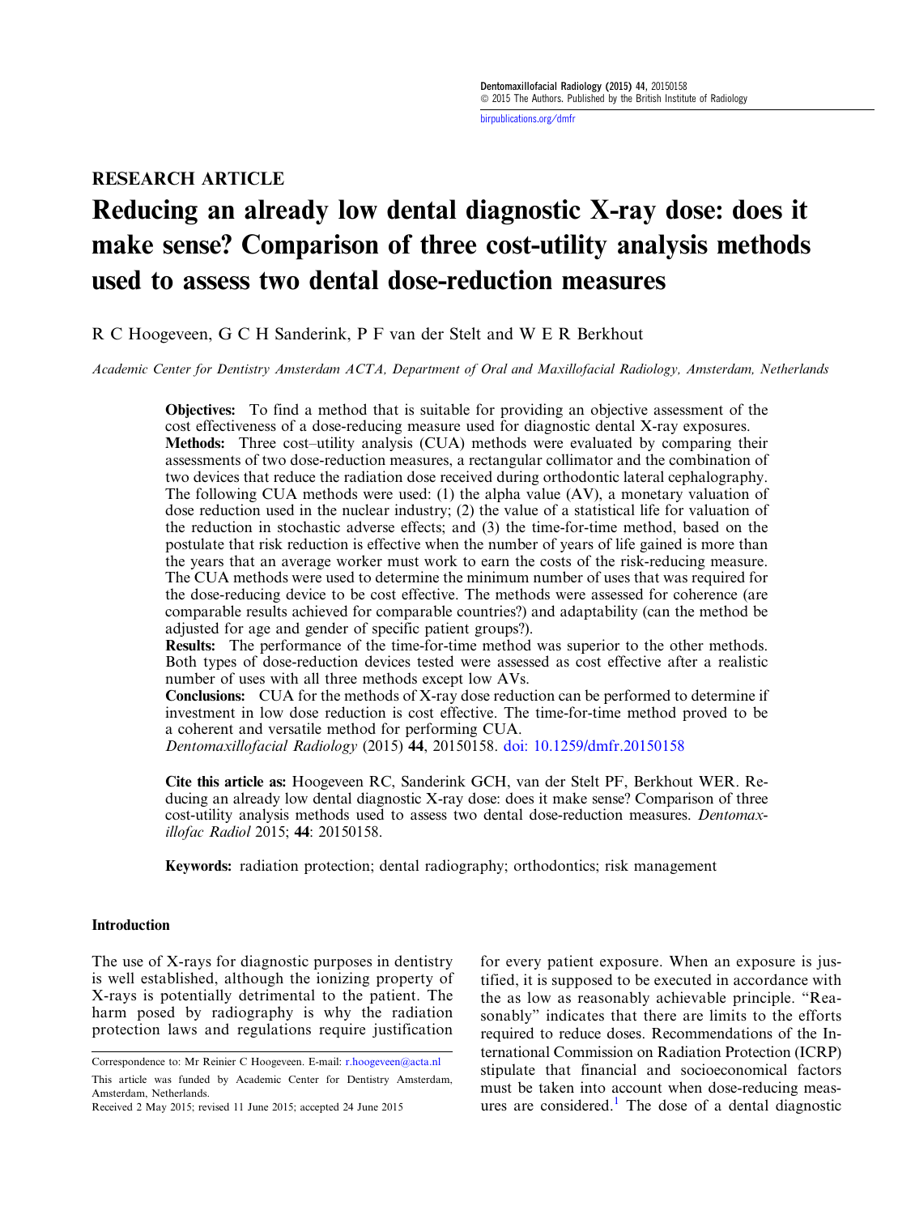**RESEARCH ARTICLE**

# Reducing an already low dental diagnostic X-ray dose: does it make sense? Comparison of three cost-utility analysis methods used to assess two dental dose-reduction measures

R C Hoogeveen, G C H Sanderink, P F van der Stelt and W E R Berkhout

*Academic Center for Dentistry Amsterdam ACTA, Department of Oral and Maxillofacial Radiology, Amsterdam, Netherlands*

**Objectives:** To find a method that is suitable for providing an objective assessment of the cost effectiveness of a dose-reducing measure used for diagnostic dental X-ray exposures.

**Methods:** Three cost–utility analysis (CUA) methods were evaluated by comparing their assessments of two dose-reduction measures, a rectangular collimator and the combination of two devices that reduce the radiation dose received during orthodontic lateral cephalography. The following CUA methods were used: (1) the alpha value (AV), a monetary valuation of dose reduction used in the nuclear industry; (2) the value of a statistical life for valuation of the reduction in stochastic adverse effects; and (3) the time-for-time method, based on the postulate that risk reduction is effective when the number of years of life gained is more than the years that an average worker must work to earn the costs of the risk-reducing measure. The CUA methods were used to determine the minimum number of uses that was required for the dose-reducing device to be cost effective. The methods were assessed for coherence (are comparable results achieved for comparable countries?) and adaptability (can the method be adjusted for age and gender of specific patient groups?).

**Results:** The performance of the time-for-time method was superior to the other methods. Both types of dose-reduction devices tested were assessed as cost effective after a realistic number of uses with all three methods except low AVs.

**Conclusions:** CUA for the methods of X-ray dose reduction can be performed to determine if investment in low dose reduction is cost effective. The time-for-time method proved to be a coherent and versatile method for performing CUA.

*Dentomaxillofacial Radiology* (2015) **44**, 20150158. doi: 10.1259/dmfr.20150158

**Cite this article as:** Hoogeveen RC, Sanderink GCH, van der Stelt PF, Berkhout WER. Reducing an already low dental diagnostic X-ray dose: does it make sense? Comparison of three cost-utility analysis methods used to assess two dental dose-reduction measures. *Dentomaxillofac Radiol* 2015; **44**: 20150158.

**Keywords:** radiation protection; dental radiography; orthodontics; risk management

## Introduction

The use of X-rays for diagnostic purposes in dentistry is well established, although the ionizing property of X-rays is potentially detrimental to the patient. The harm posed by radiography is why the radiation protection laws and regulations require justification for every patient exposure. When an exposure is justified, it is supposed to be executed in accordance with the as low as reasonably achievable principle. "Reasonably" indicates that there are limits to the efforts required to reduce doses. Recommendations of the International Commission on Radiation Protection (ICRP) stipulate that financial and socioeconomical factors must be taken into account when dose-reducing measures are considered.[1] The dose of a dental diagnostic

Correspondence to: Mr Reinier C Hoogeveen. E-mail: r.hoogeveen@acta.nl

This article was funded by Academic Center for Dentistry Amsterdam, Amsterdam, Netherlands.

Received 2 May 2015; revised 11 June 2015; accepted 24 June 2015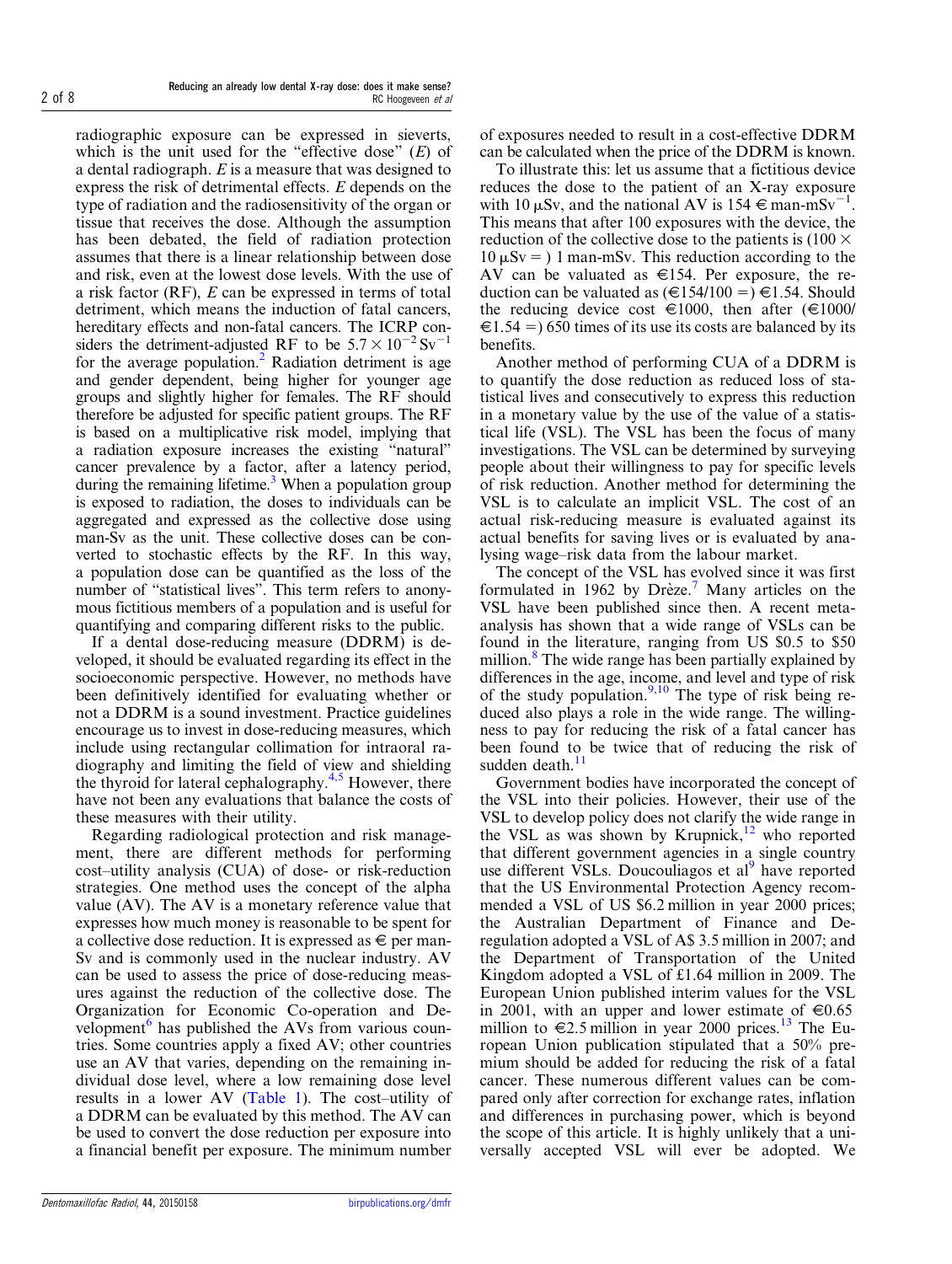radiographic exposure can be expressed in sieverts, which is the unit used for the "effective dose" ($E$) of a dental radiograph. $E$ is a measure that was designed to express the risk of detrimental effects. $E$ depends on the type of radiation and the radiosensitivity of the organ or tissue that receives the dose. Although the assumption has been debated, the field of radiation protection assumes that there is a linear relationship between dose and risk, even at the lowest dose levels. With the use of a risk factor (RF), $E$ can be expressed in terms of total detriment, which means the induction of fatal cancers, hereditary effects and non-fatal cancers. The ICRP considers the detriment-adjusted RF to be $5.7 \times 10^{-2}\,\text{Sv}^{-1}$ for the average population.[2] Radiation detriment is age and gender dependent, being higher for younger age groups and slightly higher for females. The RF should therefore be adjusted for specific patient groups. The RF is based on a multiplicative risk model, implying that a radiation exposure increases the existing "natural" cancer prevalence by a factor, after a latency period, during the remaining lifetime.[3] When a population group is exposed to radiation, the doses to individuals can be aggregated and expressed as the collective dose using man-Sv as the unit. These collective doses can be converted to stochastic effects by the RF. In this way, a population dose can be quantified as the loss of the number of "statistical lives". This term refers to anonymous fictitious members of a population and is useful for quantifying and comparing different risks to the public.

If a dental dose-reducing measure (DDRM) is developed, it should be evaluated regarding its effect in the socioeconomic perspective. However, no methods have been definitively identified for evaluating whether or not a DDRM is a sound investment. Practice guidelines encourage us to invest in dose-reducing measures, which include using rectangular collimation for intraoral radiography and limiting the field of view and shielding the thyroid for lateral cephalography.[4,5] However, there have not been any evaluations that balance the costs of these measures with their utility.

Regarding radiological protection and risk management, there are different methods for performing cost–utility analysis (CUA) of dose- or risk-reduction strategies. One method uses the concept of the alpha value (AV). The AV is a monetary reference value that expresses how much money is reasonable to be spent for a collective dose reduction. It is expressed as € per man-Sv and is commonly used in the nuclear industry. AV can be used to assess the price of dose-reducing measures against the reduction of the collective dose. The Organization for Economic Co-operation and Development[6] has published the AVs from various countries. Some countries apply a fixed AV; other countries use an AV that varies, depending on the remaining individual dose level, where a low remaining dose level results in a lower AV (Table 1). The cost–utility of a DDRM can be evaluated by this method. The AV can be used to convert the dose reduction per exposure into a financial benefit per exposure. The minimum number of exposures needed to result in a cost-effective DDRM can be calculated when the price of the DDRM is known.

To illustrate this: let us assume that a fictitious device reduces the dose to the patient of an X-ray exposure with 10 μSv, and the national AV is 154 € man-mSv$^{-1}$. This means that after 100 exposures with the device, the reduction of the collective dose to the patients is (100 × 10 μSv = ) 1 man-mSv. This reduction according to the AV can be valuated as €154. Per exposure, the reduction can be valuated as (€154/100 =) €1.54. Should the reducing device cost €1000, then after (€1000/€1.54 =) 650 times of its use its costs are balanced by its benefits.

Another method of performing CUA of a DDRM is to quantify the dose reduction as reduced loss of statistical lives and consecutively to express this reduction in a monetary value by the use of the value of a statistical life (VSL). The VSL has been the focus of many investigations. The VSL can be determined by surveying people about their willingness to pay for specific levels of risk reduction. Another method for determining the VSL is to calculate an implicit VSL. The cost of an actual risk-reducing measure is evaluated against its actual benefits for saving lives or is evaluated by analysing wage–risk data from the labour market.

The concept of the VSL has evolved since it was first formulated in 1962 by Drèze.[7] Many articles on the VSL have been published since then. A recent meta-analysis has shown that a wide range of VSLs can be found in the literature, ranging from US $0.5 to $50 million.[8] The wide range has been partially explained by differences in the age, income, and level and type of risk of the study population.[9,10] The type of risk being reduced also plays a role in the wide range. The willingness to pay for reducing the risk of a fatal cancer has been found to be twice that of reducing the risk of sudden death.[11]

Government bodies have incorporated the concept of the VSL into their policies. However, their use of the VSL to develop policy does not clarify the wide range in the VSL as was shown by Krupnick,[12] who reported that different government agencies in a single country use different VSLs. Doucouliagos et al[9] have reported that the US Environmental Protection Agency recommended a VSL of US $6.2 million in year 2000 prices; the Australian Department of Finance and Deregulation adopted a VSL of A$ 3.5 million in 2007; and the Department of Transportation of the United Kingdom adopted a VSL of £1.64 million in 2009. The European Union published interim values for the VSL in 2001, with an upper and lower estimate of €0.65 million to €2.5 million in year 2000 prices.[13] The European Union publication stipulated that a 50% premium should be added for reducing the risk of a fatal cancer. These numerous different values can be compared only after correction for exchange rates, inflation and differences in purchasing power, which is beyond the scope of this article. It is highly unlikely that a universally accepted VSL will ever be adopted. We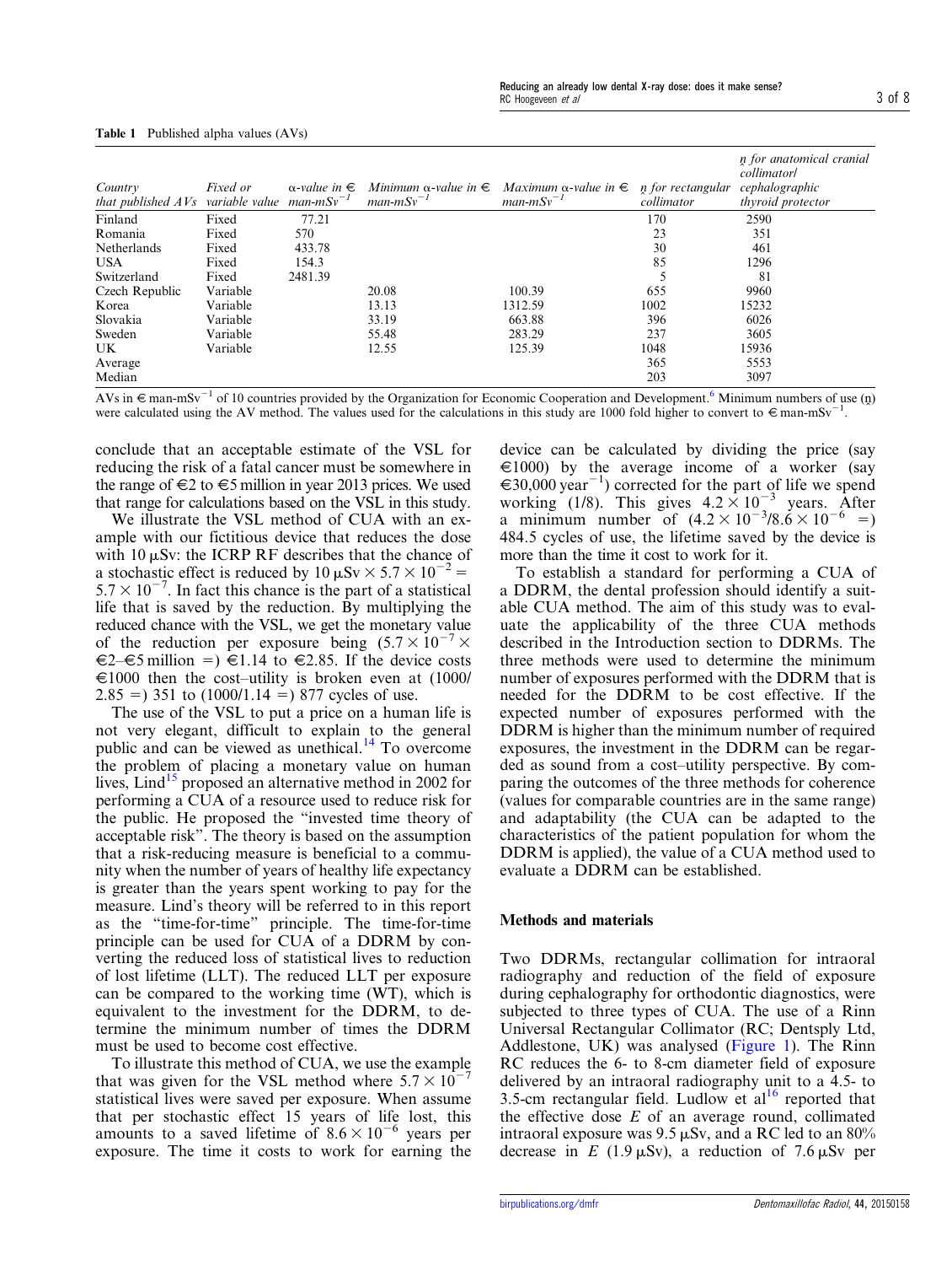**Table 1** Published alpha values (AVs)

| Country that published AVs | Fixed or variable value | α-value in € man-mSv$^{-1}$ | Minimum α-value in € man-mSv$^{-1}$ | Maximum α-value in € man-mSv$^{-1}$ | n for rectangular collimator | n for anatomical cranial collimator/ cephalographic thyroid protector |
|---|---|---|---|---|---|---|
| Finland | Fixed | 77.21 | | | 170 | 2590 |
| Romania | Fixed | 570 | | | 23 | 351 |
| Netherlands | Fixed | 433.78 | | | 30 | 461 |
| USA | Fixed | 154.3 | | | 85 | 1296 |
| Switzerland | Fixed | 2481.39 | | | 5 | 81 |
| Czech Republic | Variable | | 20.08 | 100.39 | 655 | 9960 |
| Korea | Variable | | 13.13 | 1312.59 | 1002 | 15232 |
| Slovakia | Variable | | 33.19 | 663.88 | 396 | 6026 |
| Sweden | Variable | | 55.48 | 283.29 | 237 | 3605 |
| UK | Variable | | 12.55 | 125.39 | 1048 | 15936 |
| Average | | | | | 365 | 5553 |
| Median | | | | | 203 | 3097 |

AVs in € man-mSv$^{-1}$ of 10 countries provided by the Organization for Economic Cooperation and Development.[6] Minimum numbers of use (n) were calculated using the AV method. The values used for the calculations in this study are 1000 fold higher to convert to € man-mSv$^{-1}$.

conclude that an acceptable estimate of the VSL for reducing the risk of a fatal cancer must be somewhere in the range of €2 to €5 million in year 2013 prices. We used that range for calculations based on the VSL in this study.

We illustrate the VSL method of CUA with an example with our fictitious device that reduces the dose with 10 μSv: the ICRP RF describes that the chance of a stochastic effect is reduced by $10\ \mu Sv \times 5.7 \times 10^{-2} = 5.7 \times 10^{-7}$. In fact this chance is the part of a statistical life that is saved by the reduction. By multiplying the reduced chance with the VSL, we get the monetary value of the reduction per exposure being ($5.7 \times 10^{-7} \times$ €2–€5 million =) €1.14 to €2.85. If the device costs €1000 then the cost–utility is broken even at (1000/2.85 =) 351 to (1000/1.14 =) 877 cycles of use.

The use of the VSL to put a price on a human life is not very elegant, difficult to explain to the general public and can be viewed as unethical.[14] To overcome the problem of placing a monetary value on human lives, Lind[15] proposed an alternative method in 2002 for performing a CUA of a resource used to reduce risk for the public. He proposed the "invested time theory of acceptable risk". The theory is based on the assumption that a risk-reducing measure is beneficial to a community when the number of years of healthy life expectancy is greater than the years spent working to pay for the measure. Lind's theory will be referred to in this report as the "time-for-time" principle. The time-for-time principle can be used for CUA of a DDRM by converting the reduced loss of statistical lives to reduction of lost lifetime (LLT). The reduced LLT per exposure can be compared to the working time (WT), which is equivalent to the investment for the DDRM, to determine the minimum number of times the DDRM must be used to become cost effective.

To illustrate this method of CUA, we use the example that was given for the VSL method where $5.7 \times 10^{-7}$ statistical lives were saved per exposure. When assume that per stochastic effect 15 years of life lost, this amounts to a saved lifetime of $8.6 \times 10^{-6}$ years per exposure. The time it costs to work for earning the device can be calculated by dividing the price (say €1000) by the average income of a worker (say €30,000 year$^{-1}$) corrected for the part of life we spend working (1/8). This gives $4.2 \times 10^{-3}$ years. After a minimum number of ($4.2 \times 10^{-3}/8.6 \times 10^{-6}$ =) 484.5 cycles of use, the lifetime saved by the device is more than the time it cost to work for it.

To establish a standard for performing a CUA of a DDRM, the dental profession should identify a suitable CUA method. The aim of this study was to evaluate the applicability of the three CUA methods described in the Introduction section to DDRMs. The three methods were used to determine the minimum number of exposures performed with the DDRM that is needed for the DDRM to be cost effective. If the expected number of exposures performed with the DDRM is higher than the minimum number of required exposures, the investment in the DDRM can be regarded as sound from a cost–utility perspective. By comparing the outcomes of the three methods for coherence (values for comparable countries are in the same range) and adaptability (the CUA can be adapted to the characteristics of the patient population for whom the DDRM is applied), the value of a CUA method used to evaluate a DDRM can be established.

## Methods and materials

Two DDRMs, rectangular collimation for intraoral radiography and reduction of the field of exposure during cephalography for orthodontic diagnostics, were subjected to three types of CUA. The use of a Rinn Universal Rectangular Collimator (RC; Dentsply Ltd, Addlestone, UK) was analysed (Figure 1). The Rinn RC reduces the 6- to 8-cm diameter field of exposure delivered by an intraoral radiography unit to a 4.5- to 3.5-cm rectangular field. Ludlow et al[16] reported that the effective dose $E$ of an average round, collimated intraoral exposure was 9.5 μSv, and a RC led to an 80% decrease in $E$ (1.9 μSv), a reduction of 7.6 μSv per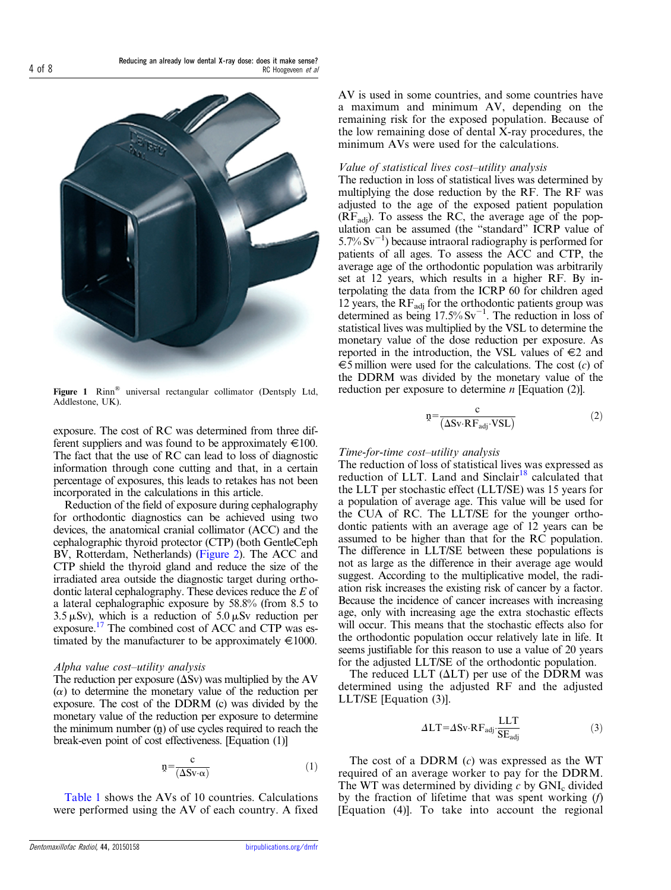Figure 1 Rinn® universal rectangular collimator (Dentsply Ltd, Addlestone, UK).

exposure. The cost of RC was determined from three different suppliers and was found to be approximately €100. The fact that the use of RC can lead to loss of diagnostic information through cone cutting and that, in a certain percentage of exposures, this leads to retakes has not been incorporated in the calculations in this article.

Reduction of the field of exposure during cephalography for orthodontic diagnostics can be achieved using two devices, the anatomical cranial collimator (ACC) and the cephalographic thyroid protector (CTP) (both GentleCeph BV, Rotterdam, Netherlands) (Figure 2). The ACC and CTP shield the thyroid gland and reduce the size of the irradiated area outside the diagnostic target during orthodontic lateral cephalography. These devices reduce the $E$ of a lateral cephalographic exposure by 58.8% (from 8.5 to 3.5 μSv), which is a reduction of 5.0 μSv reduction per exposure.[17] The combined cost of ACC and CTP was estimated by the manufacturer to be approximately €1000.

*Alpha value cost–utility analysis*

The reduction per exposure (ΔSv) was multiplied by the AV ($\alpha$) to determine the monetary value of the reduction per exposure. The cost of the DDRM (c) was divided by the monetary value of the reduction per exposure to determine the minimum number ($\underset{\wedge}{n}$) of use cycles required to reach the break-even point of cost effectiveness. [Equation (1)]

$$\underset{\wedge}{n}=\frac{c}{(\Delta Sv \cdot \alpha)} \tag{1}$$

Table 1 shows the AVs of 10 countries. Calculations were performed using the AV of each country. A fixed AV is used in some countries, and some countries have a maximum and minimum AV, depending on the remaining risk for the exposed population. Because of the low remaining dose of dental X-ray procedures, the minimum AVs were used for the calculations.

*Value of statistical lives cost–utility analysis*

The reduction in loss of statistical lives was determined by multiplying the dose reduction by the RF. The RF was adjusted to the age of the exposed patient population ($RF_{adj}$). To assess the RC, the average age of the population can be assumed (the "standard" ICRP value of 5.7% $Sv^{-1}$) because intraoral radiography is performed for patients of all ages. To assess the ACC and CTP, the average age of the orthodontic population was arbitrarily set at 12 years, which results in a higher RF. By interpolating the data from the ICRP 60 for children aged 12 years, the $RF_{adj}$ for the orthodontic patients group was determined as being 17.5% $Sv^{-1}$. The reduction in loss of statistical lives was multiplied by the VSL to determine the monetary value of the dose reduction per exposure. As reported in the introduction, the VSL values of €2 and €5 million were used for the calculations. The cost ($c$) of the DDRM was divided by the monetary value of the reduction per exposure to determine $n$ [Equation (2)].

$$\underset{\wedge}{n}=\frac{c}{(\Delta Sv \cdot RF_{adj} \cdot VSL)} \tag{2}$$

*Time-for-time cost–utility analysis*

The reduction of loss of statistical lives was expressed as reduction of LLT. Land and Sinclair[18] calculated that the LLT per stochastic effect (LLT/SE) was 15 years for a population of average age. This value will be used for the CUA of RC. The LLT/SE for the younger orthodontic patients with an average age of 12 years can be assumed to be higher than that for the RC population. The difference in LLT/SE between these populations is not as large as the difference in their average age would suggest. According to the multiplicative model, the radiation risk increases the existing risk of cancer by a factor. Because the incidence of cancer increases with increasing age, only with increasing age the extra stochastic effects will occur. This means that the stochastic effects also for the orthodontic population occur relatively late in life. It seems justifiable for this reason to use a value of 20 years for the adjusted LLT/SE of the orthodontic population.

The reduced LLT (ΔLT) per use of the DDRM was determined using the adjusted RF and the adjusted LLT/SE [Equation (3)].

$$\Delta LT=\Delta Sv \cdot RF_{adj} \cdot \frac{LLT}{SE_{adj}} \tag{3}$$

The cost of a DDRM ($c$) was expressed as the WT required of an average worker to pay for the DDRM. The WT was determined by dividing $c$ by $GNI_c$ divided by the fraction of lifetime that was spent working ($f$) [Equation (4)]. To take into account the regional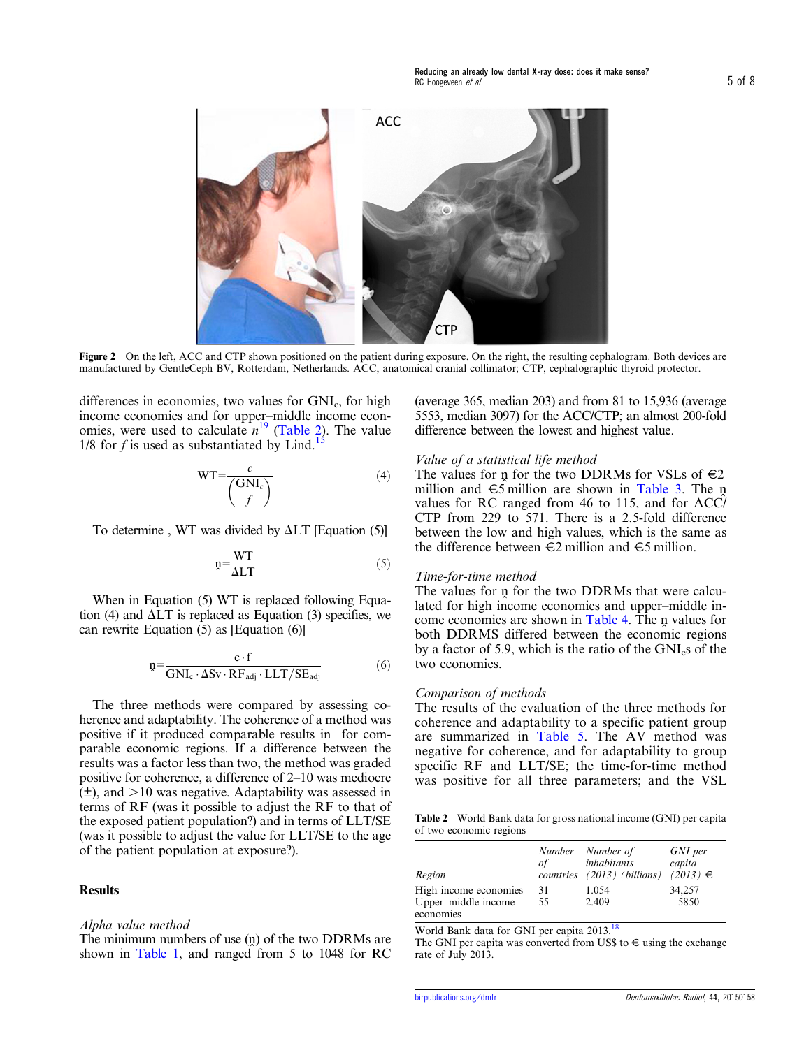Figure 2 On the left, ACC and CTP shown positioned on the patient during exposure. On the right, the resulting cephalogram. Both devices are manufactured by GentleCeph BV, Rotterdam, Netherlands. ACC, anatomical cranial collimator; CTP, cephalographic thyroid protector.

differences in economies, two values for $GNI_c$, for high income economies and for upper–middle income economies, were used to calculate $n$[19] (Table 2). The value 1/8 for $f$ is used as substantiated by Lind.[15]

$$\mathrm{WT} = \frac{c}{\left(\frac{\mathrm{GNI}_c}{f}\right)} \tag{4}$$

To determine , WT was divided by ΔLT [Equation (5)]

$$\underset{\hat{}}{\mathrm{n}} = \frac{\mathrm{WT}}{\Delta\mathrm{LT}} \tag{5}$$

When in Equation (5) WT is replaced following Equation (4) and ΔLT is replaced as Equation (3) specifies, we can rewrite Equation (5) as [Equation (6)]

$$\underset{\hat{}}{\mathrm{n}} = \frac{\mathrm{c} \cdot \mathrm{f}}{\mathrm{GNI_c} \cdot \Delta\mathrm{Sv} \cdot \mathrm{RF_{adj}} \cdot \mathrm{LLT}/\mathrm{SE_{adj}}} \tag{6}$$

The three methods were compared by assessing coherence and adaptability. The coherence of a method was positive if it produced comparable results in for comparable economic regions. If a difference between the results was a factor less than two, the method was graded positive for coherence, a difference of 2–10 was mediocre (±), and >10 was negative. Adaptability was assessed in terms of RF (was it possible to adjust the RF to that of the exposed patient population?) and in terms of LLT/SE (was it possible to adjust the value for LLT/SE to the age of the patient population at exposure?).

## Results

### *Alpha value method*

The minimum numbers of use ($\underset{\hat{}}{\mathrm{n}}$) of the two DDRMs are shown in Table 1, and ranged from 5 to 1048 for RC (average 365, median 203) and from 81 to 15,936 (average 5553, median 3097) for the ACC/CTP; an almost 200-fold difference between the lowest and highest value.

### *Value of a statistical life method*

The values for $\underset{\hat{}}{\mathrm{n}}$ for the two DDRMs for VSLs of €2 million and €5 million are shown in Table 3. The $\underset{\hat{}}{\mathrm{n}}$ values for RC ranged from 46 to 115, and for ACC/CTP from 229 to 571. There is a 2.5-fold difference between the low and high values, which is the same as the difference between €2 million and €5 million.

### *Time-for-time method*

The values for $\underset{\hat{}}{\mathrm{n}}$ for the two DDRMs that were calculated for high income economies and upper–middle income economies are shown in Table 4. The $\underset{\hat{}}{\mathrm{n}}$ values for both DDRMS differed between the economic regions by a factor of 5.9, which is the ratio of the $GNI_c$s of the two economies.

### *Comparison of methods*

The results of the evaluation of the three methods for coherence and adaptability to a specific patient group are summarized in Table 5. The AV method was negative for coherence, and for adaptability to group specific RF and LLT/SE; the time-for-time method was positive for all three parameters; and the VSL

**Table 2** World Bank data for gross national income (GNI) per capita of two economic regions

| *Region* | *Number of countries* | *Number of inhabitants (2013) (billions)* | *GNI per capita (2013) €* |
|---|---|---|---|
| High income economies | 31 | 1.054 | 34,257 |
| Upper–middle income economies | 55 | 2.409 | 5850 |

World Bank data for GNI per capita 2013.[18]
The GNI per capita was converted from US$ to € using the exchange rate of July 2013.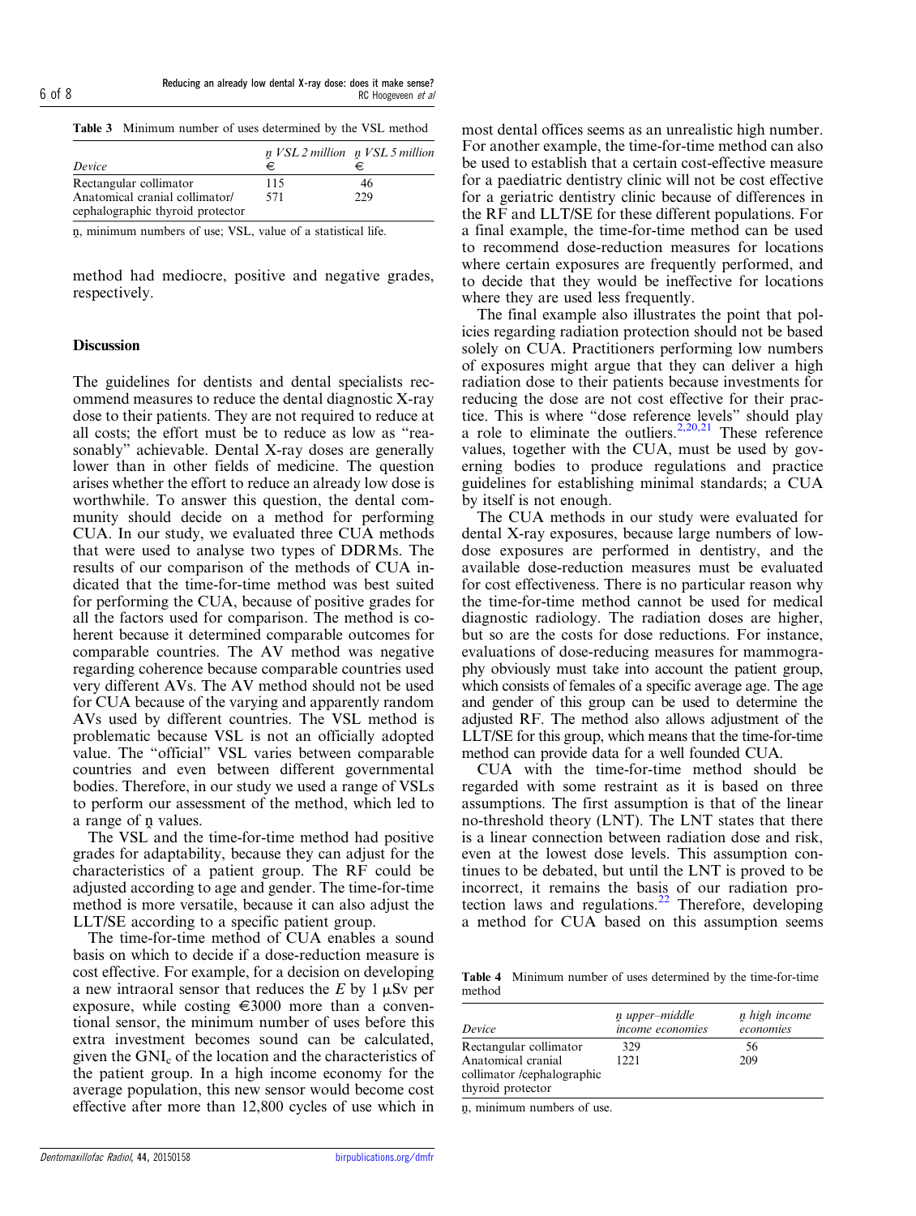**Table 3** Minimum number of uses determined by the VSL method

| Device | ņ VSL 2 million € | ņ VSL 5 million € |
|---|---|---|
| Rectangular collimator | 115 | 46 |
| Anatomical cranial collimator/ cephalographic thyroid protector | 571 | 229 |

ņ, minimum numbers of use; VSL, value of a statistical life.

method had mediocre, positive and negative grades, respectively.

## Discussion

The guidelines for dentists and dental specialists recommend measures to reduce the dental diagnostic X-ray dose to their patients. They are not required to reduce at all costs; the effort must be to reduce as low as "reasonably" achievable. Dental X-ray doses are generally lower than in other fields of medicine. The question arises whether the effort to reduce an already low dose is worthwhile. To answer this question, the dental community should decide on a method for performing CUA. In our study, we evaluated three CUA methods that were used to analyse two types of DDRMs. The results of our comparison of the methods of CUA indicated that the time-for-time method was best suited for performing the CUA, because of positive grades for all the factors used for comparison. The method is coherent because it determined comparable outcomes for comparable countries. The AV method was negative regarding coherence because comparable countries used very different AVs. The AV method should not be used for CUA because of the varying and apparently random AVs used by different countries. The VSL method is problematic because VSL is not an officially adopted value. The "official" VSL varies between comparable countries and even between different governmental bodies. Therefore, in our study we used a range of VSLs to perform our assessment of the method, which led to a range of ņ values.

The VSL and the time-for-time method had positive grades for adaptability, because they can adjust for the characteristics of a patient group. The RF could be adjusted according to age and gender. The time-for-time method is more versatile, because it can also adjust the LLT/SE according to a specific patient group.

The time-for-time method of CUA enables a sound basis on which to decide if a dose-reduction measure is cost effective. For example, for a decision on developing a new intraoral sensor that reduces the $E$ by 1 μSv per exposure, while costing €3000 more than a conventional sensor, the minimum number of uses before this extra investment becomes sound can be calculated, given the $GNI_c$ of the location and the characteristics of the patient group. In a high income economy for the average population, this new sensor would become cost effective after more than 12,800 cycles of use which in most dental offices seems as an unrealistic high number. For another example, the time-for-time method can also be used to establish that a certain cost-effective measure for a paediatric dentistry clinic will not be cost effective for a geriatric dentistry clinic because of differences in the RF and LLT/SE for these different populations. For a final example, the time-for-time method can be used to recommend dose-reduction measures for locations where certain exposures are frequently performed, and to decide that they would be ineffective for locations where they are used less frequently.

The final example also illustrates the point that policies regarding radiation protection should not be based solely on CUA. Practitioners performing low numbers of exposures might argue that they can deliver a high radiation dose to their patients because investments for reducing the dose are not cost effective for their practice. This is where "dose reference levels" should play a role to eliminate the outliers.[2,20,21] These reference values, together with the CUA, must be used by governing bodies to produce regulations and practice guidelines for establishing minimal standards; a CUA by itself is not enough.

The CUA methods in our study were evaluated for dental X-ray exposures, because large numbers of low-dose exposures are performed in dentistry, and the available dose-reduction measures must be evaluated for cost effectiveness. There is no particular reason why the time-for-time method cannot be used for medical diagnostic radiology. The radiation doses are higher, but so are the costs for dose reductions. For instance, evaluations of dose-reducing measures for mammography obviously must take into account the patient group, which consists of females of a specific average age. The age and gender of this group can be used to determine the adjusted RF. The method also allows adjustment of the LLT/SE for this group, which means that the time-for-time method can provide data for a well founded CUA.

CUA with the time-for-time method should be regarded with some restraint as it is based on three assumptions. The first assumption is that of the linear no-threshold theory (LNT). The LNT states that there is a linear connection between radiation dose and risk, even at the lowest dose levels. This assumption continues to be debated, but until the LNT is proved to be incorrect, it remains the basis of our radiation protection laws and regulations.[22] Therefore, developing a method for CUA based on this assumption seems

**Table 4** Minimum number of uses determined by the time-for-time method

| Device | ņ upper–middle income economies | ņ high income economies |
|---|---|---|
| Rectangular collimator | 329 | 56 |
| Anatomical cranial collimator /cephalographic thyroid protector | 1221 | 209 |

ņ, minimum numbers of use.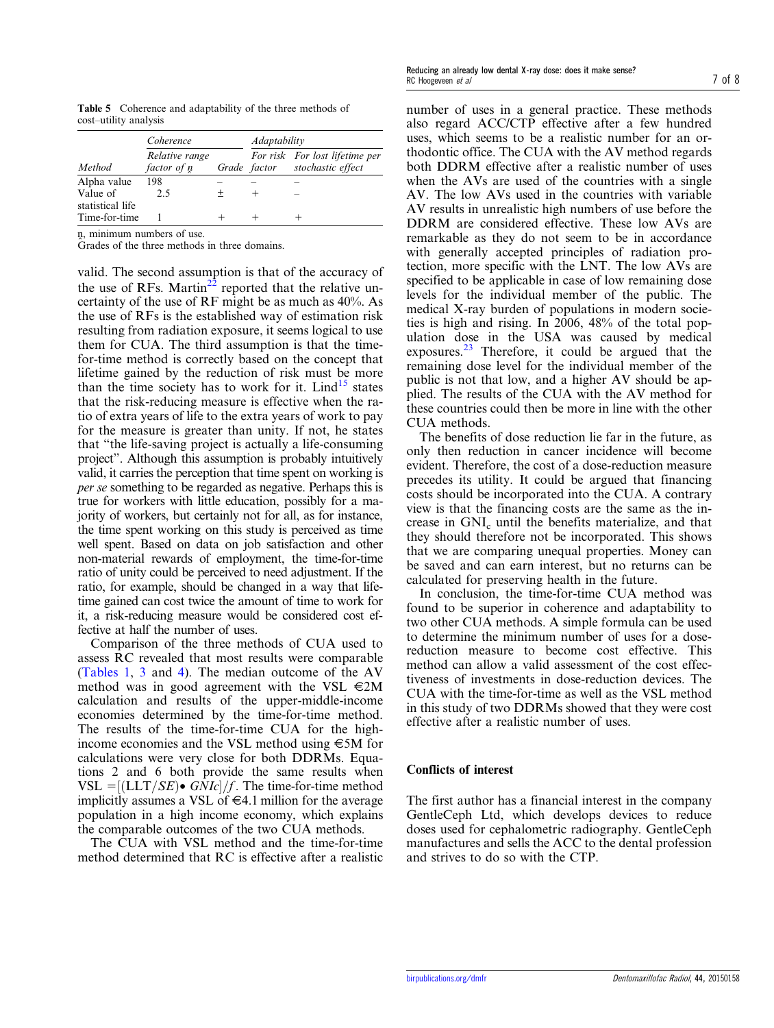**Table 5** Coherence and adaptability of the three methods of cost–utility analysis

| Method | Coherence | | Adaptability | |
|---|---|---|---|---|
| | Relative range factor of ņ | Grade | For risk factor | For lost lifetime per stochastic effect |
| Alpha value | 198 | – | – | – |
| Value of statistical life | 2.5 | ± | + | – |
| Time-for-time | 1 | + | + | + |

ņ, minimum numbers of use.
Grades of the three methods in three domains.

valid. The second assumption is that of the accuracy of the use of RFs. Martin[22] reported that the relative uncertainty of the use of RF might be as much as 40%. As the use of RFs is the established way of estimation risk resulting from radiation exposure, it seems logical to use them for CUA. The third assumption is that the time-for-time method is correctly based on the concept that lifetime gained by the reduction of risk must be more than the time society has to work for it. Lind[15] states that the risk-reducing measure is effective when the ratio of extra years of life to the extra years of work to pay for the measure is greater than unity. If not, he states that "the life-saving project is actually a life-consuming project". Although this assumption is probably intuitively valid, it carries the perception that time spent on working is *per se* something to be regarded as negative. Perhaps this is true for workers with little education, possibly for a majority of workers, but certainly not for all, as for instance, the time spent working on this study is perceived as time well spent. Based on data on job satisfaction and other non-material rewards of employment, the time-for-time ratio of unity could be perceived to need adjustment. If the ratio, for example, should be changed in a way that lifetime gained can cost twice the amount of time to work for it, a risk-reducing measure would be considered cost effective at half the number of uses.

Comparison of the three methods of CUA used to assess RC revealed that most results were comparable (Tables 1, 3 and 4). The median outcome of the AV method was in good agreement with the VSL €2M calculation and results of the upper-middle-income economies determined by the time-for-time method. The results of the time-for-time CUA for the high-income economies and the VSL method using €5M for calculations were very close for both DDRMs. Equations 2 and 6 both provide the same results when $\mathrm{VSL} = [(\mathrm{LLT}/SE)\bullet GNIc]/f$. The time-for-time method implicitly assumes a VSL of €4.1 million for the average population in a high income economy, which explains the comparable outcomes of the two CUA methods.

The CUA with VSL method and the time-for-time method determined that RC is effective after a realistic number of uses in a general practice. These methods also regard ACC/CTP effective after a few hundred uses, which seems to be a realistic number for an orthodontic office. The CUA with the AV method regards both DDRM effective after a realistic number of uses when the AVs are used of the countries with a single AV. The low AVs used in the countries with variable AV results in unrealistic high numbers of use before the DDRM are considered effective. These low AVs are remarkable as they do not seem to be in accordance with generally accepted principles of radiation protection, more specific with the LNT. The low AVs are specified to be applicable in case of low remaining dose levels for the individual member of the public. The medical X-ray burden of populations in modern societies is high and rising. In 2006, 48% of the total population dose in the USA was caused by medical exposures.[23] Therefore, it could be argued that the remaining dose level for the individual member of the public is not that low, and a higher AV should be applied. The results of the CUA with the AV method for these countries could then be more in line with the other CUA methods.

The benefits of dose reduction lie far in the future, as only then reduction in cancer incidence will become evident. Therefore, the cost of a dose-reduction measure precedes its utility. It could be argued that financing costs should be incorporated into the CUA. A contrary view is that the financing costs are the same as the increase in $\mathrm{GNI_c}$ until the benefits materialize, and that they should therefore not be incorporated. This shows that we are comparing unequal properties. Money can be saved and can earn interest, but no returns can be calculated for preserving health in the future.

In conclusion, the time-for-time CUA method was found to be superior in coherence and adaptability to two other CUA methods. A simple formula can be used to determine the minimum number of uses for a dose-reduction measure to become cost effective. This method can allow a valid assessment of the cost effectiveness of investments in dose-reduction devices. The CUA with the time-for-time as well as the VSL method in this study of two DDRMs showed that they were cost effective after a realistic number of uses.

## Conflicts of interest

The first author has a financial interest in the company GentleCeph Ltd, which develops devices to reduce doses used for cephalometric radiography. GentleCeph manufactures and sells the ACC to the dental profession and strives to do so with the CTP.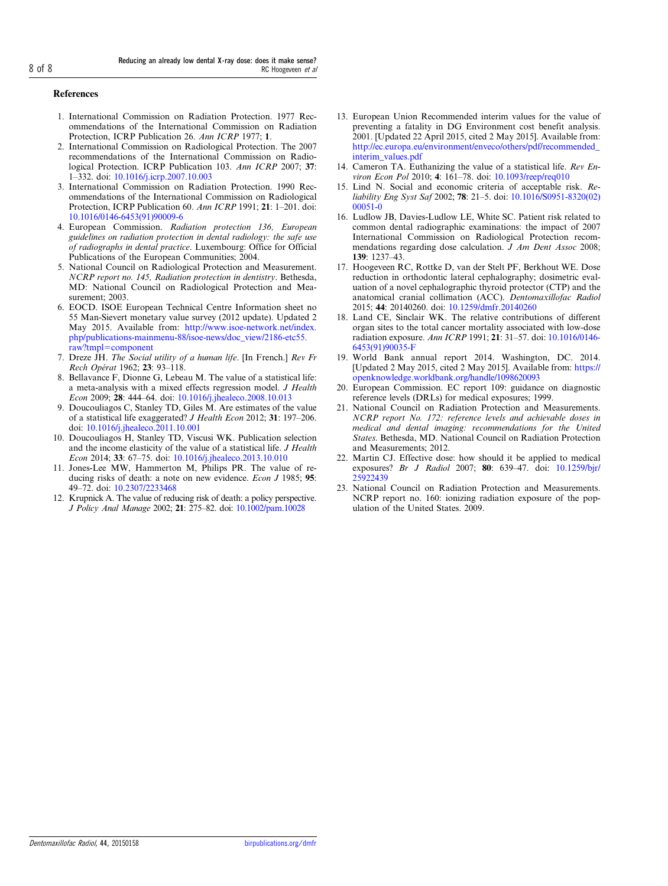## References

1. International Commission on Radiation Protection. 1977 Recommendations of the International Commission on Radiation Protection, ICRP Publication 26. *Ann ICRP* 1977; **1**.
2. International Commission on Radiological Protection. The 2007 recommendations of the International Commission on Radiological Protection. ICRP Publication 103. *Ann ICRP* 2007; **37**: 1–332. doi: 10.1016/j.icrp.2007.10.003
3. International Commission on Radiation Protection. 1990 Recommendations of the International Commission on Radiological Protection, ICRP Publication 60. *Ann ICRP* 1991; **21**: 1–201. doi: 10.1016/0146-6453(91)90009-6
4. European Commission. *Radiation protection 136, European guidelines on radiation protection in dental radiology: the safe use of radiographs in dental practice*. Luxembourg: Office for Official Publications of the European Communities; 2004.
5. National Council on Radiological Protection and Measurement. *NCRP report no. 145, Radiation protection in dentistry*. Bethesda, MD: National Council on Radiological Protection and Measurement; 2003.
6. EOCD. ISOE European Technical Centre Information sheet no 55 Man-Sievert monetary value survey (2012 update). Updated 2 May 2015. Available from: http://www.isoe-network.net/index.php/publications-mainmenu-88/isoe-news/doc_view/2186-etc55.raw?tmpl=component
7. Dreze JH. *The Social utility of a human life*. [In French.] *Rev Fr Rech Opérat* 1962; **23**: 93–118.
8. Bellavance F, Dionne G, Lebeau M. The value of a statistical life: a meta-analysis with a mixed effects regression model. *J Health Econ* 2009; **28**: 444–64. doi: 10.1016/j.jhealeco.2008.10.013
9. Doucouliagos C, Stanley TD, Giles M. Are estimates of the value of a statistical life exaggerated? *J Health Econ* 2012; **31**: 197–206. doi: 10.1016/j.jhealeco.2011.10.001
10. Doucouliagos H, Stanley TD, Viscusi WK. Publication selection and the income elasticity of the value of a statistical life. *J Health Econ* 2014; **33**: 67–75. doi: 10.1016/j.jhealeco.2013.10.010
11. Jones-Lee MW, Hammerton M, Philips PR. The value of reducing risks of death: a note on new evidence. *Econ J* 1985; **95**: 49–72. doi: 10.2307/2233468
12. Krupnick A. The value of reducing risk of death: a policy perspective. *J Policy Anal Manage* 2002; **21**: 275–82. doi: 10.1002/pam.10028
13. European Union Recommended interim values for the value of preventing a fatality in DG Environment cost benefit analysis. 2001. [Updated 22 April 2015, cited 2 May 2015]. Available from: http://ec.europa.eu/environment/enveco/others/pdf/recommended_interim_values.pdf
14. Cameron TA. Euthanizing the value of a statistical life. *Rev Environ Econ Pol* 2010; **4**: 161–78. doi: 10.1093/reep/req010
15. Lind N. Social and economic criteria of acceptable risk. *Reliability Eng Syst Saf* 2002; **78**: 21–5. doi: 10.1016/S0951-8320(02)00051-0
16. Ludlow JB, Davies-Ludlow LE, White SC. Patient risk related to common dental radiographic examinations: the impact of 2007 International Commission on Radiological Protection recommendations regarding dose calculation. *J Am Dent Assoc* 2008; **139**: 1237–43.
17. Hoogeveen RC, Rottke D, van der Stelt PF, Berkhout WE. Dose reduction in orthodontic lateral cephalography; dosimetric evaluation of a novel cephalographic thyroid protector (CTP) and the anatomical cranial collimation (ACC). *Dentomaxillofac Radiol* 2015; **44**: 20140260. doi: 10.1259/dmfr.20140260
18. Land CE, Sinclair WK. The relative contributions of different organ sites to the total cancer mortality associated with low-dose radiation exposure. *Ann ICRP* 1991; **21**: 31–57. doi: 10.1016/0146-6453(91)90035-F
19. World Bank annual report 2014. Washington, DC. 2014. [Updated 2 May 2015, cited 2 May 2015]. Available from: https://openknowledge.worldbank.org/handle/1098620093
20. European Commission. EC report 109: guidance on diagnostic reference levels (DRLs) for medical exposures; 1999.
21. National Council on Radiation Protection and Measurements. *NCRP report No. 172: reference levels and achievable doses in medical and dental imaging: recommendations for the United States*. Bethesda, MD. National Council on Radiation Protection and Measurements; 2012.
22. Martin CJ. Effective dose: how should it be applied to medical exposures? *Br J Radiol* 2007; **80**: 639–47. doi: 10.1259/bjr/25922439
23. National Council on Radiation Protection and Measurements. NCRP report no. 160: ionizing radiation exposure of the population of the United States. 2009.